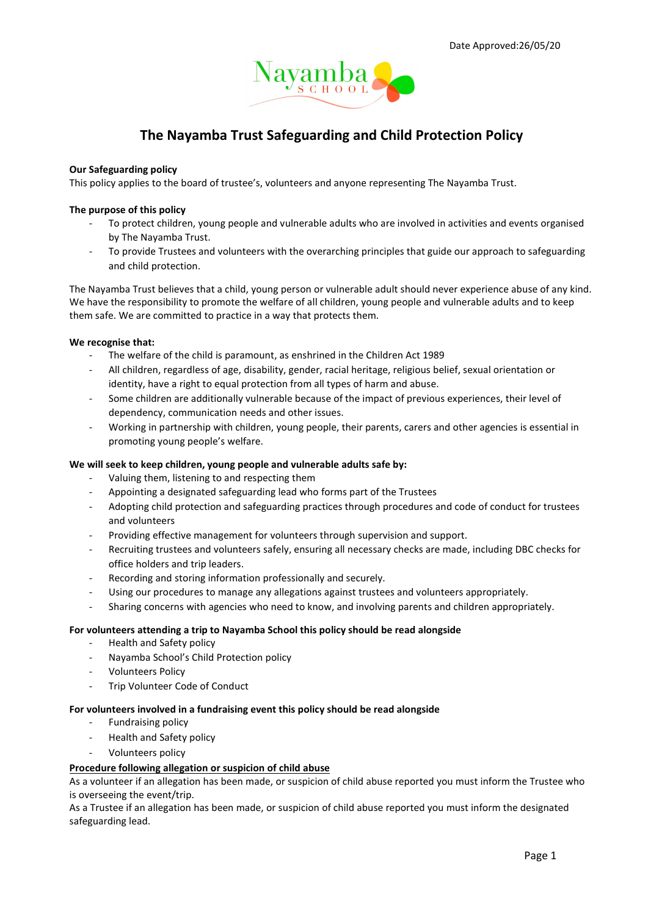Date Approved:26/05/20

Nayamba SCHOOL

# The Nayamba Trust Safeguarding and Child Protection Policy

**Our Safeguarding policy**

This policy applies to the board of trustee's, volunteers and anyone representing The Nayamba Trust.

**The purpose of this policy**

- To protect children, young people and vulnerable adults who are involved in activities and events organised by The Nayamba Trust.
- To provide Trustees and volunteers with the overarching principles that guide our approach to safeguarding and child protection.

The Nayamba Trust believes that a child, young person or vulnerable adult should never experience abuse of any kind. We have the responsibility to promote the welfare of all children, young people and vulnerable adults and to keep them safe. We are committed to practice in a way that protects them.

**We recognise that:**

- The welfare of the child is paramount, as enshrined in the Children Act 1989
- All children, regardless of age, disability, gender, racial heritage, religious belief, sexual orientation or identity, have a right to equal protection from all types of harm and abuse.
- Some children are additionally vulnerable because of the impact of previous experiences, their level of dependency, communication needs and other issues.
- Working in partnership with children, young people, their parents, carers and other agencies is essential in promoting young people's welfare.

**We will seek to keep children, young people and vulnerable adults safe by:**

- Valuing them, listening to and respecting them
- Appointing a designated safeguarding lead who forms part of the Trustees
- Adopting child protection and safeguarding practices through procedures and code of conduct for trustees and volunteers
- Providing effective management for volunteers through supervision and support.
- Recruiting trustees and volunteers safely, ensuring all necessary checks are made, including DBC checks for office holders and trip leaders.
- Recording and storing information professionally and securely.
- Using our procedures to manage any allegations against trustees and volunteers appropriately.
- Sharing concerns with agencies who need to know, and involving parents and children appropriately.

**For volunteers attending a trip to Nayamba School this policy should be read alongside**

- Health and Safety policy
- Nayamba School's Child Protection policy
- Volunteers Policy
- Trip Volunteer Code of Conduct

**For volunteers involved in a fundraising event this policy should be read alongside**

- Fundraising policy
- Health and Safety policy
- Volunteers policy

**Procedure following allegation or suspicion of child abuse**

As a volunteer if an allegation has been made, or suspicion of child abuse reported you must inform the Trustee who is overseeing the event/trip.

As a Trustee if an allegation has been made, or suspicion of child abuse reported you must inform the designated safeguarding lead.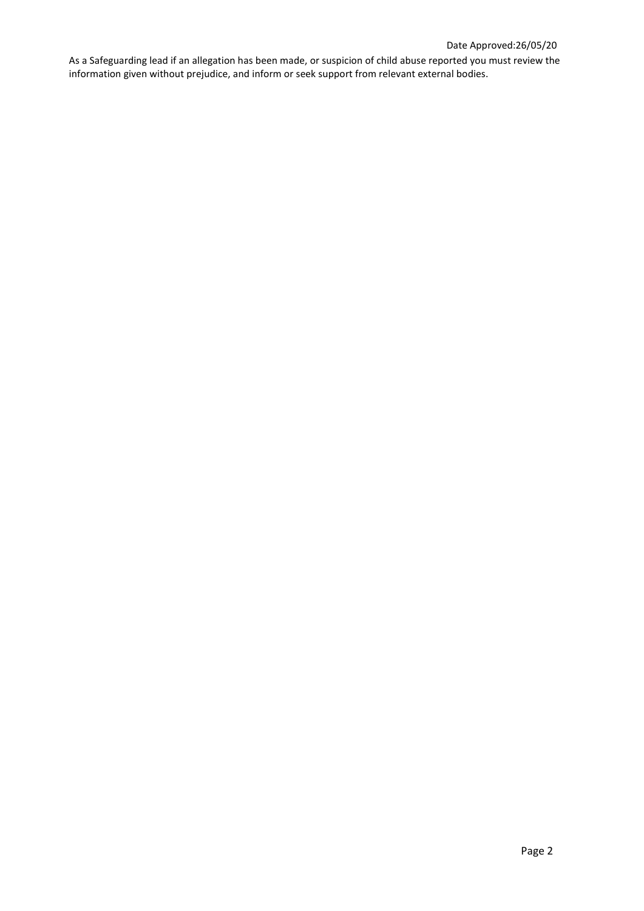As a Safeguarding lead if an allegation has been made, or suspicion of child abuse reported you must review the information given without prejudice, and inform or seek support from relevant external bodies.